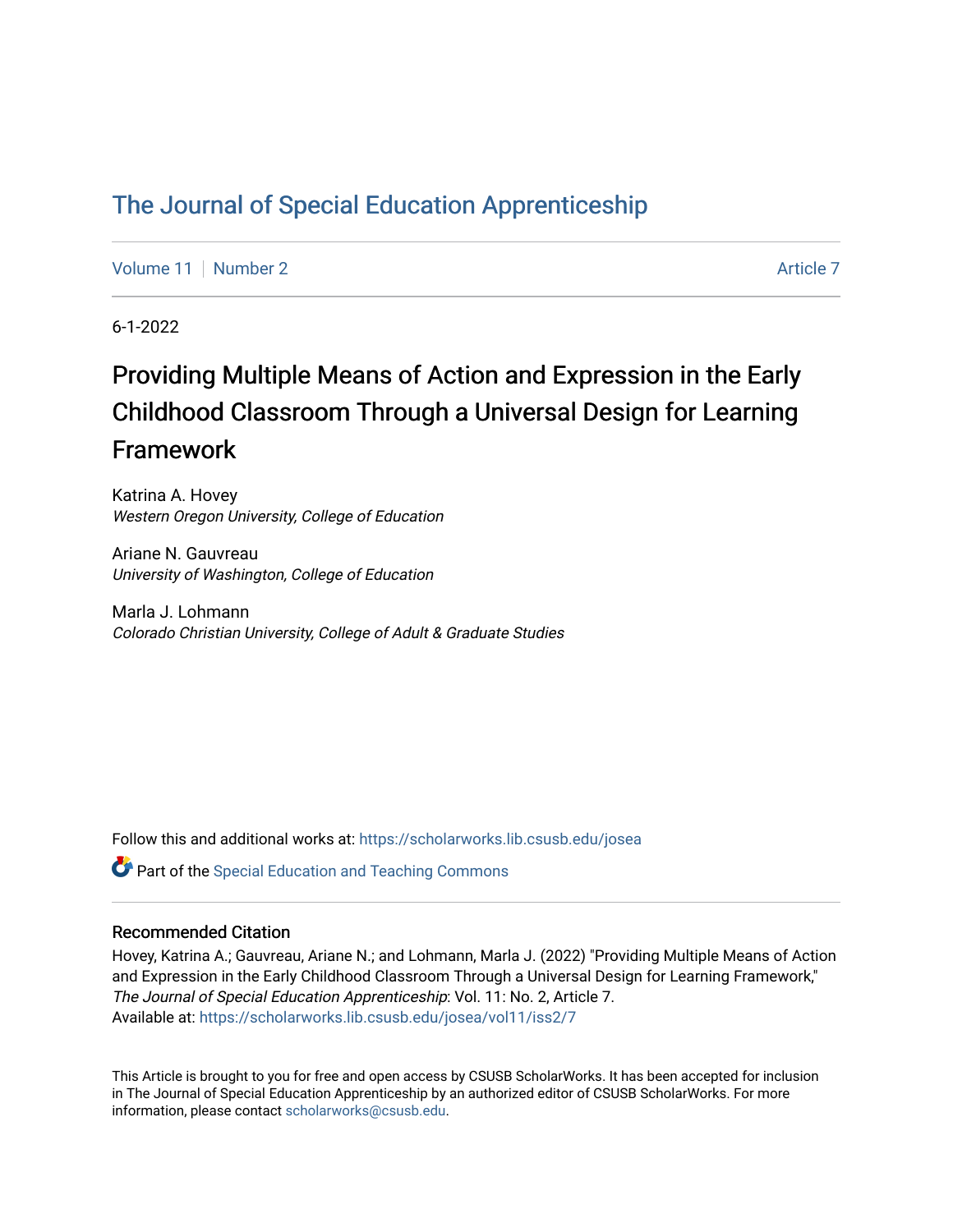# The Journal of Special Education Apprenticeship

Volume 11 | Number 2 Article 7

6-1-2022

## Providing Multiple Means of Action and Expression in the Early Childhood Classroom Through a Universal Design for Learning Framework

Katrina A. Hovey
*Western Oregon University, College of Education*

Ariane N. Gauvreau
*University of Washington, College of Education*

Marla J. Lohmann
*Colorado Christian University, College of Adult & Graduate Studies*

Follow this and additional works at: https://scholarworks.lib.csusb.edu/josea

Part of the Special Education and Teaching Commons

### Recommended Citation

Hovey, Katrina A.; Gauvreau, Ariane N.; and Lohmann, Marla J. (2022) "Providing Multiple Means of Action and Expression in the Early Childhood Classroom Through a Universal Design for Learning Framework," *The Journal of Special Education Apprenticeship*: Vol. 11: No. 2, Article 7.
Available at: https://scholarworks.lib.csusb.edu/josea/vol11/iss2/7

This Article is brought to you for free and open access by CSUSB ScholarWorks. It has been accepted for inclusion in The Journal of Special Education Apprenticeship by an authorized editor of CSUSB ScholarWorks. For more information, please contact scholarworks@csusb.edu.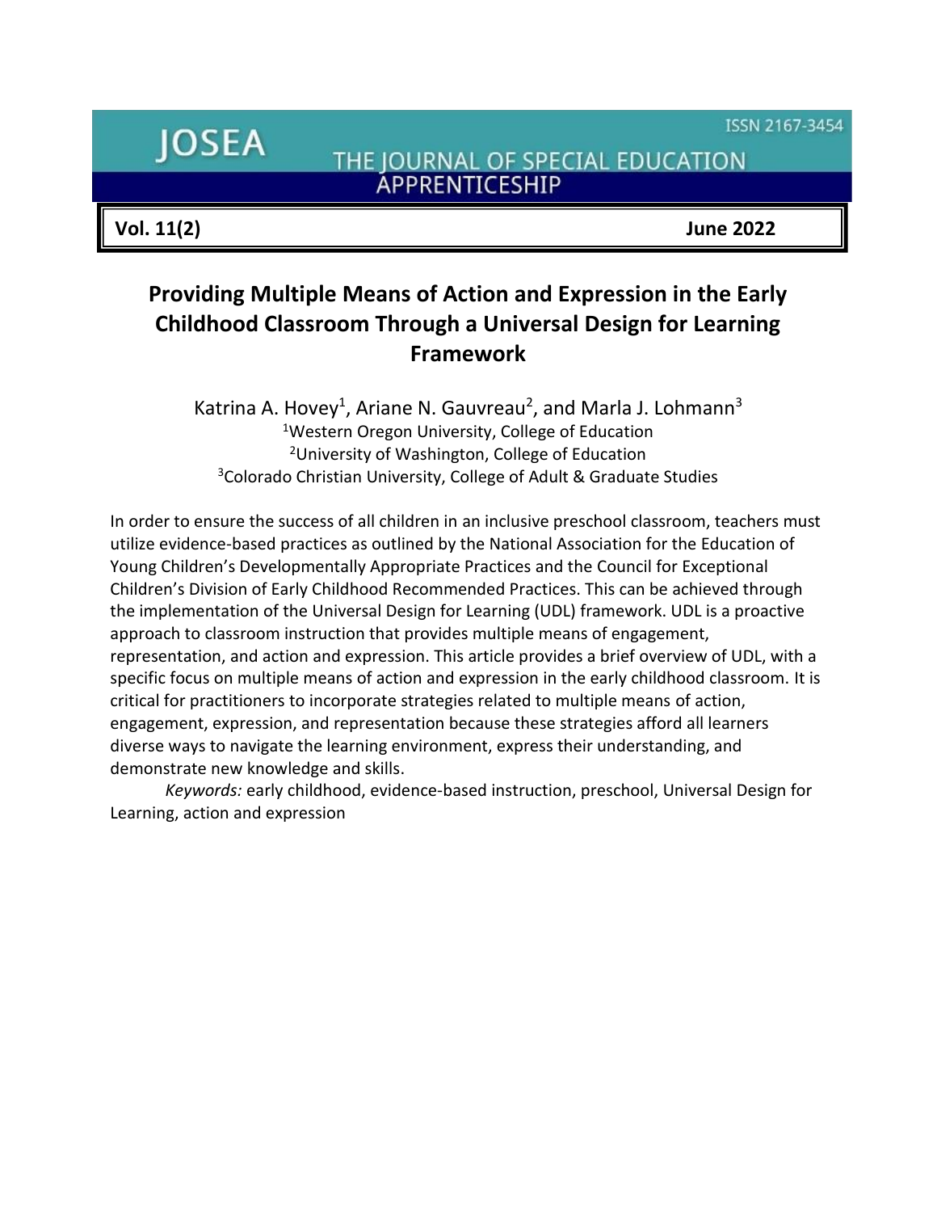# Providing Multiple Means of Action and Expression in the Early Childhood Classroom Through a Universal Design for Learning Framework

Katrina A. Hovey[1], Ariane N. Gauvreau[2], and Marla J. Lohmann[3]

[1]Western Oregon University, College of Education

[2]University of Washington, College of Education

[3]Colorado Christian University, College of Adult & Graduate Studies

In order to ensure the success of all children in an inclusive preschool classroom, teachers must utilize evidence-based practices as outlined by the National Association for the Education of Young Children's Developmentally Appropriate Practices and the Council for Exceptional Children's Division of Early Childhood Recommended Practices. This can be achieved through the implementation of the Universal Design for Learning (UDL) framework. UDL is a proactive approach to classroom instruction that provides multiple means of engagement, representation, and action and expression. This article provides a brief overview of UDL, with a specific focus on multiple means of action and expression in the early childhood classroom. It is critical for practitioners to incorporate strategies related to multiple means of action, engagement, expression, and representation because these strategies afford all learners diverse ways to navigate the learning environment, express their understanding, and demonstrate new knowledge and skills.

*Keywords:* early childhood, evidence-based instruction, preschool, Universal Design for Learning, action and expression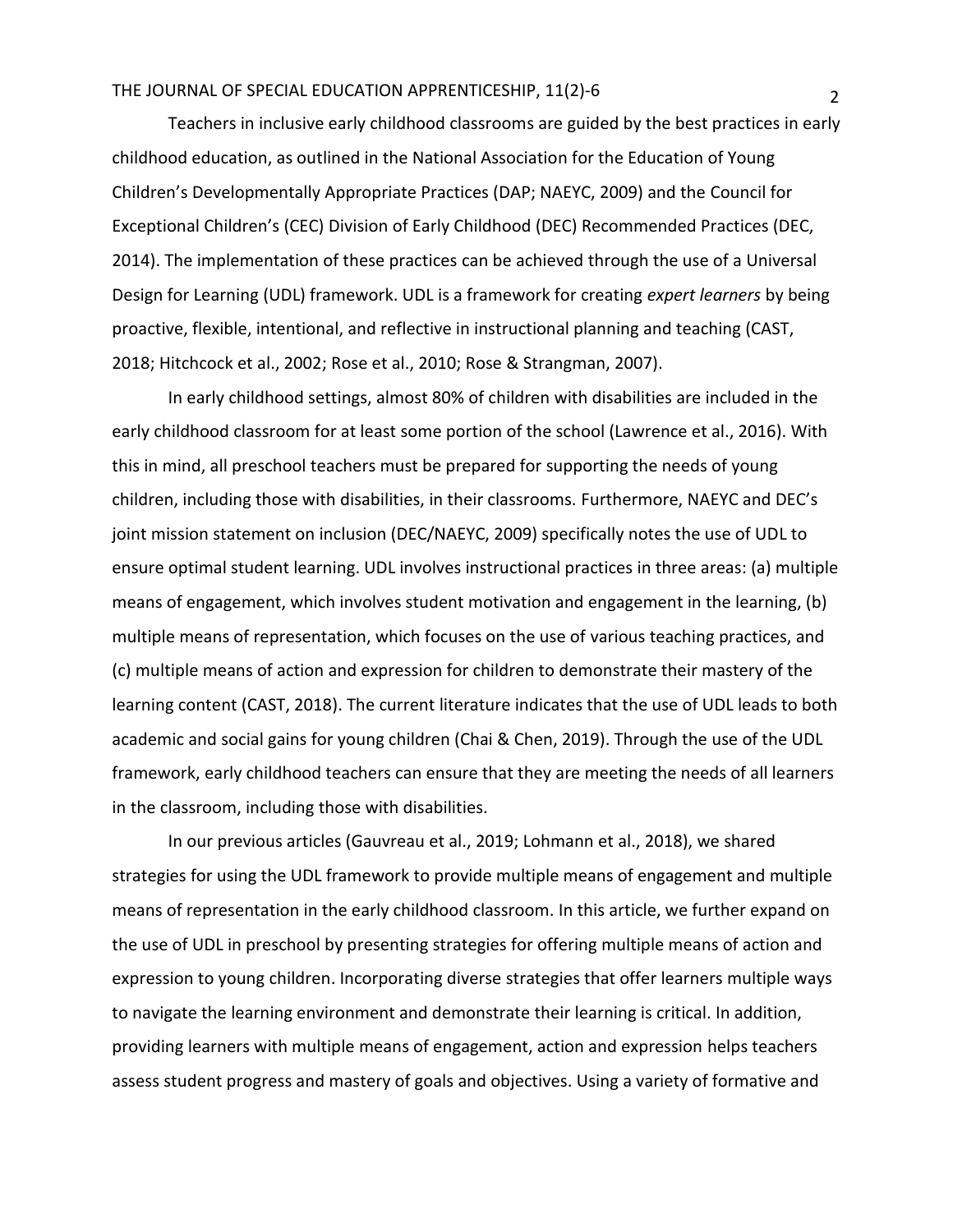Teachers in inclusive early childhood classrooms are guided by the best practices in early childhood education, as outlined in the National Association for the Education of Young Children's Developmentally Appropriate Practices (DAP; NAEYC, 2009) and the Council for Exceptional Children's (CEC) Division of Early Childhood (DEC) Recommended Practices (DEC, 2014). The implementation of these practices can be achieved through the use of a Universal Design for Learning (UDL) framework. UDL is a framework for creating *expert learners* by being proactive, flexible, intentional, and reflective in instructional planning and teaching (CAST, 2018; Hitchcock et al., 2002; Rose et al., 2010; Rose & Strangman, 2007).

In early childhood settings, almost 80% of children with disabilities are included in the early childhood classroom for at least some portion of the school (Lawrence et al., 2016). With this in mind, all preschool teachers must be prepared for supporting the needs of young children, including those with disabilities, in their classrooms. Furthermore, NAEYC and DEC's joint mission statement on inclusion (DEC/NAEYC, 2009) specifically notes the use of UDL to ensure optimal student learning. UDL involves instructional practices in three areas: (a) multiple means of engagement, which involves student motivation and engagement in the learning, (b) multiple means of representation, which focuses on the use of various teaching practices, and (c) multiple means of action and expression for children to demonstrate their mastery of the learning content (CAST, 2018). The current literature indicates that the use of UDL leads to both academic and social gains for young children (Chai & Chen, 2019). Through the use of the UDL framework, early childhood teachers can ensure that they are meeting the needs of all learners in the classroom, including those with disabilities.

In our previous articles (Gauvreau et al., 2019; Lohmann et al., 2018), we shared strategies for using the UDL framework to provide multiple means of engagement and multiple means of representation in the early childhood classroom. In this article, we further expand on the use of UDL in preschool by presenting strategies for offering multiple means of action and expression to young children. Incorporating diverse strategies that offer learners multiple ways to navigate the learning environment and demonstrate their learning is critical. In addition, providing learners with multiple means of engagement, action and expression helps teachers assess student progress and mastery of goals and objectives. Using a variety of formative and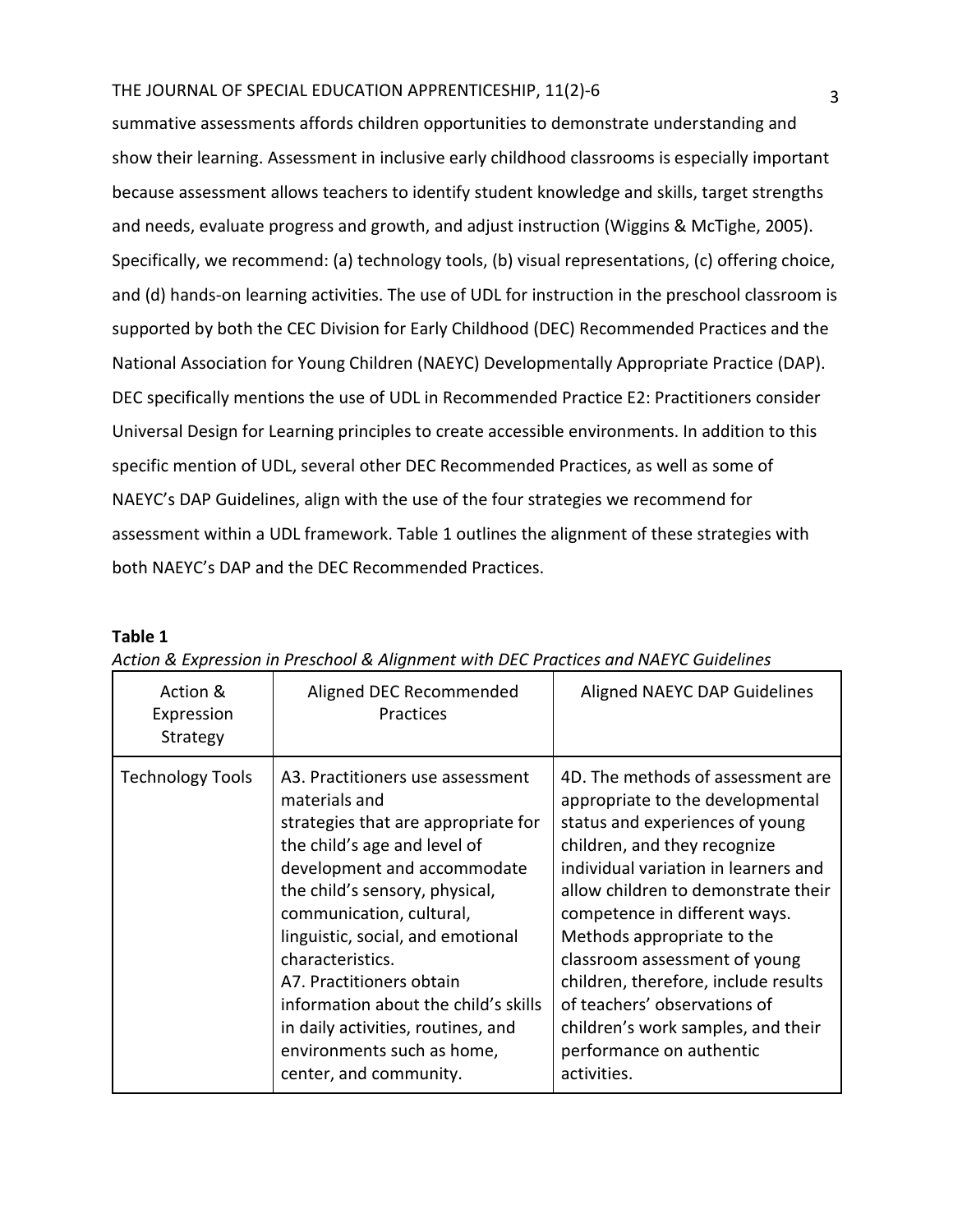summative assessments affords children opportunities to demonstrate understanding and show their learning. Assessment in inclusive early childhood classrooms is especially important because assessment allows teachers to identify student knowledge and skills, target strengths and needs, evaluate progress and growth, and adjust instruction (Wiggins & McTighe, 2005). Specifically, we recommend: (a) technology tools, (b) visual representations, (c) offering choice, and (d) hands-on learning activities. The use of UDL for instruction in the preschool classroom is supported by both the CEC Division for Early Childhood (DEC) Recommended Practices and the National Association for Young Children (NAEYC) Developmentally Appropriate Practice (DAP). DEC specifically mentions the use of UDL in Recommended Practice E2: Practitioners consider Universal Design for Learning principles to create accessible environments. In addition to this specific mention of UDL, several other DEC Recommended Practices, as well as some of NAEYC's DAP Guidelines, align with the use of the four strategies we recommend for assessment within a UDL framework. Table 1 outlines the alignment of these strategies with both NAEYC's DAP and the DEC Recommended Practices.

**Table 1**

*Action & Expression in Preschool & Alignment with DEC Practices and NAEYC Guidelines*

| Action & Expression Strategy | Aligned DEC Recommended Practices | Aligned NAEYC DAP Guidelines |
|---|---|---|
| Technology Tools | A3. Practitioners use assessment materials and strategies that are appropriate for the child's age and level of development and accommodate the child's sensory, physical, communication, cultural, linguistic, social, and emotional characteristics.<br>A7. Practitioners obtain information about the child's skills in daily activities, routines, and environments such as home, center, and community. | 4D. The methods of assessment are appropriate to the developmental status and experiences of young children, and they recognize individual variation in learners and allow children to demonstrate their competence in different ways. Methods appropriate to the classroom assessment of young children, therefore, include results of teachers' observations of children's work samples, and their performance on authentic activities. |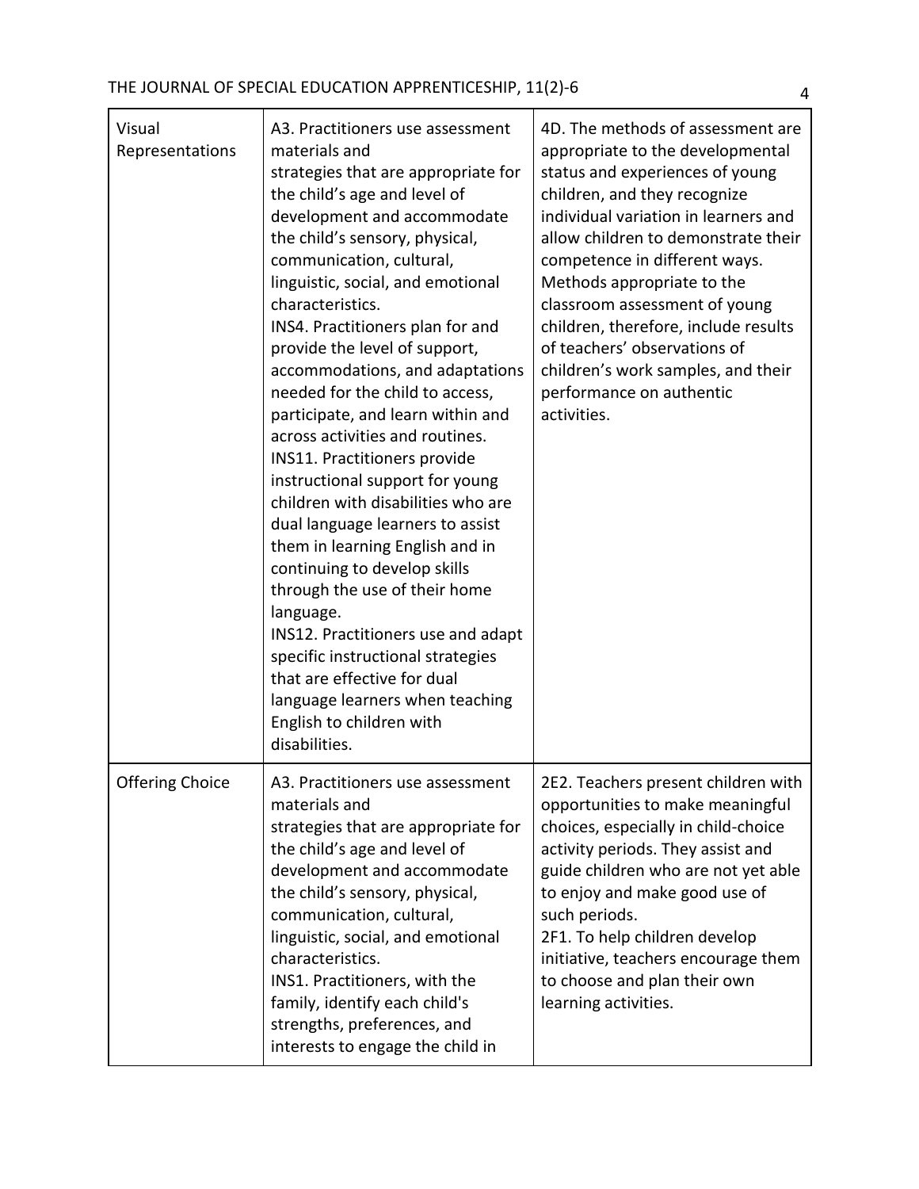| | | |
|---|---|---|
| Visual Representations | A3. Practitioners use assessment materials and strategies that are appropriate for the child's age and level of development and accommodate the child's sensory, physical, communication, cultural, linguistic, social, and emotional characteristics.<br>INS4. Practitioners plan for and provide the level of support, accommodations, and adaptations needed for the child to access, participate, and learn within and across activities and routines.<br>INS11. Practitioners provide instructional support for young children with disabilities who are dual language learners to assist them in learning English and in continuing to develop skills through the use of their home language.<br>INS12. Practitioners use and adapt specific instructional strategies that are effective for dual language learners when teaching English to children with disabilities. | 4D. The methods of assessment are appropriate to the developmental status and experiences of young children, and they recognize individual variation in learners and allow children to demonstrate their competence in different ways. Methods appropriate to the classroom assessment of young children, therefore, include results of teachers' observations of children's work samples, and their performance on authentic activities. |
| Offering Choice | A3. Practitioners use assessment materials and strategies that are appropriate for the child's age and level of development and accommodate the child's sensory, physical, communication, cultural, linguistic, social, and emotional characteristics.<br>INS1. Practitioners, with the family, identify each child's strengths, preferences, and interests to engage the child in | 2E2. Teachers present children with opportunities to make meaningful choices, especially in child-choice activity periods. They assist and guide children who are not yet able to enjoy and make good use of such periods.<br>2F1. To help children develop initiative, teachers encourage them to choose and plan their own learning activities. |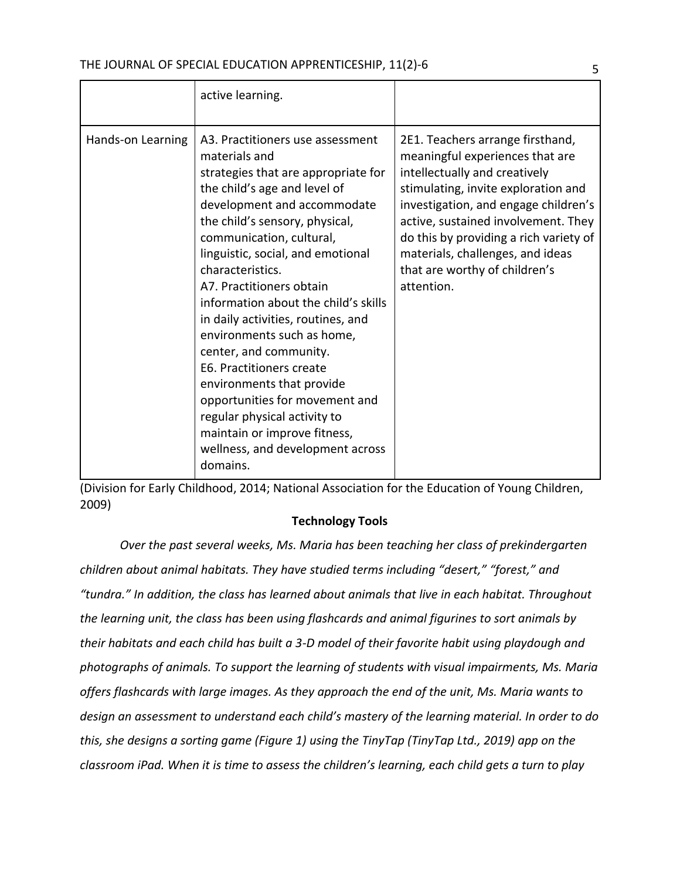| | | |
|---|---|---|
| | active learning. | |
| Hands-on Learning | A3. Practitioners use assessment materials and strategies that are appropriate for the child's age and level of development and accommodate the child's sensory, physical, communication, cultural, linguistic, social, and emotional characteristics.<br>A7. Practitioners obtain information about the child's skills in daily activities, routines, and environments such as home, center, and community.<br>E6. Practitioners create environments that provide opportunities for movement and regular physical activity to maintain or improve fitness, wellness, and development across domains. | 2E1. Teachers arrange firsthand, meaningful experiences that are intellectually and creatively stimulating, invite exploration and investigation, and engage children's active, sustained involvement. They do this by providing a rich variety of materials, challenges, and ideas that are worthy of children's attention. |

(Division for Early Childhood, 2014; National Association for the Education of Young Children, 2009)

**Technology Tools**

*Over the past several weeks, Ms. Maria has been teaching her class of prekindergarten children about animal habitats. They have studied terms including "desert," "forest," and "tundra." In addition, the class has learned about animals that live in each habitat. Throughout the learning unit, the class has been using flashcards and animal figurines to sort animals by their habitats and each child has built a 3-D model of their favorite habit using playdough and photographs of animals. To support the learning of students with visual impairments, Ms. Maria offers flashcards with large images. As they approach the end of the unit, Ms. Maria wants to design an assessment to understand each child's mastery of the learning material. In order to do this, she designs a sorting game (Figure 1) using the TinyTap (TinyTap Ltd., 2019) app on the classroom iPad. When it is time to assess the children's learning, each child gets a turn to play*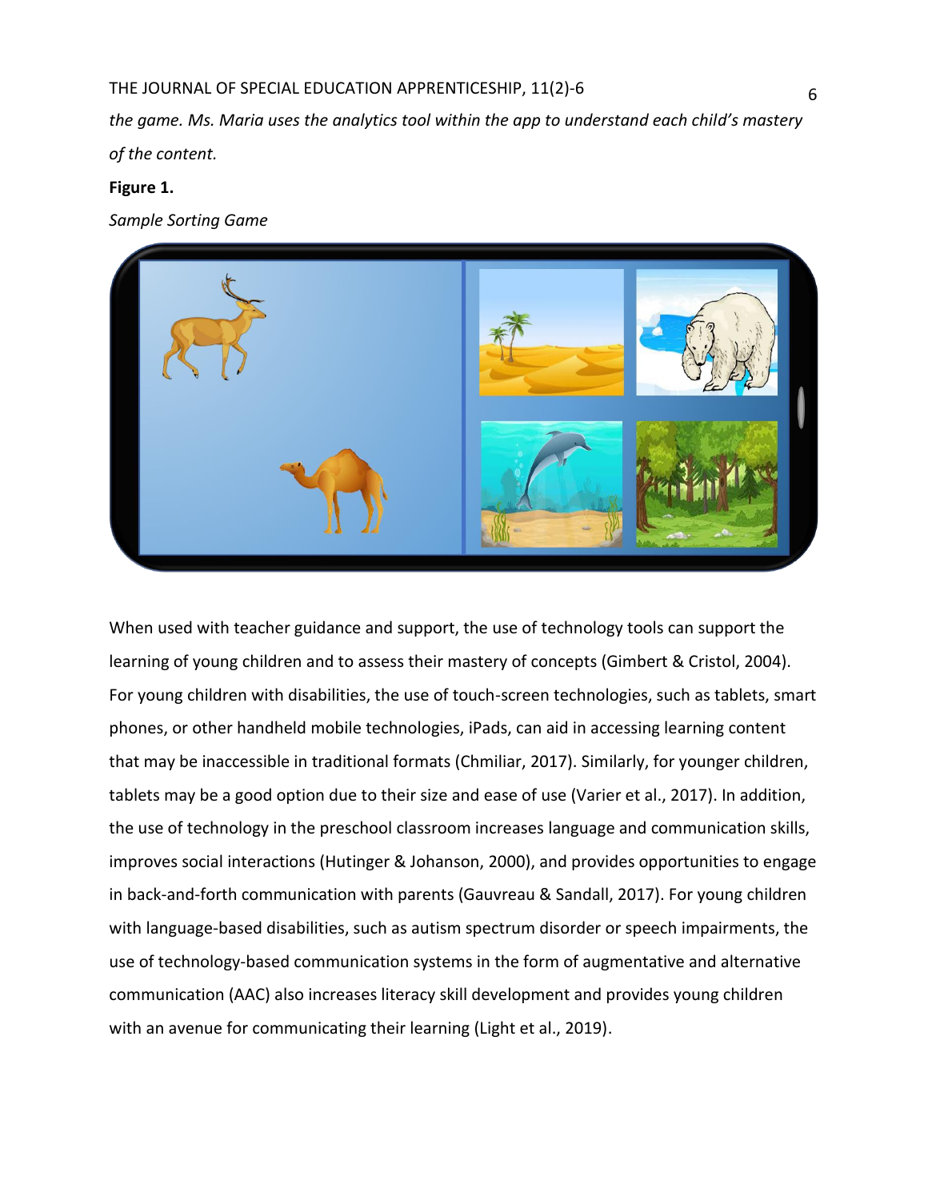*the game. Ms. Maria uses the analytics tool within the app to understand each child's mastery of the content.*

**Figure 1.**

*Sample Sorting Game*

When used with teacher guidance and support, the use of technology tools can support the learning of young children and to assess their mastery of concepts (Gimbert & Cristol, 2004). For young children with disabilities, the use of touch-screen technologies, such as tablets, smart phones, or other handheld mobile technologies, iPads, can aid in accessing learning content that may be inaccessible in traditional formats (Chmiliar, 2017). Similarly, for younger children, tablets may be a good option due to their size and ease of use (Varier et al., 2017). In addition, the use of technology in the preschool classroom increases language and communication skills, improves social interactions (Hutinger & Johanson, 2000), and provides opportunities to engage in back-and-forth communication with parents (Gauvreau & Sandall, 2017). For young children with language-based disabilities, such as autism spectrum disorder or speech impairments, the use of technology-based communication systems in the form of augmentative and alternative communication (AAC) also increases literacy skill development and provides young children with an avenue for communicating their learning (Light et al., 2019).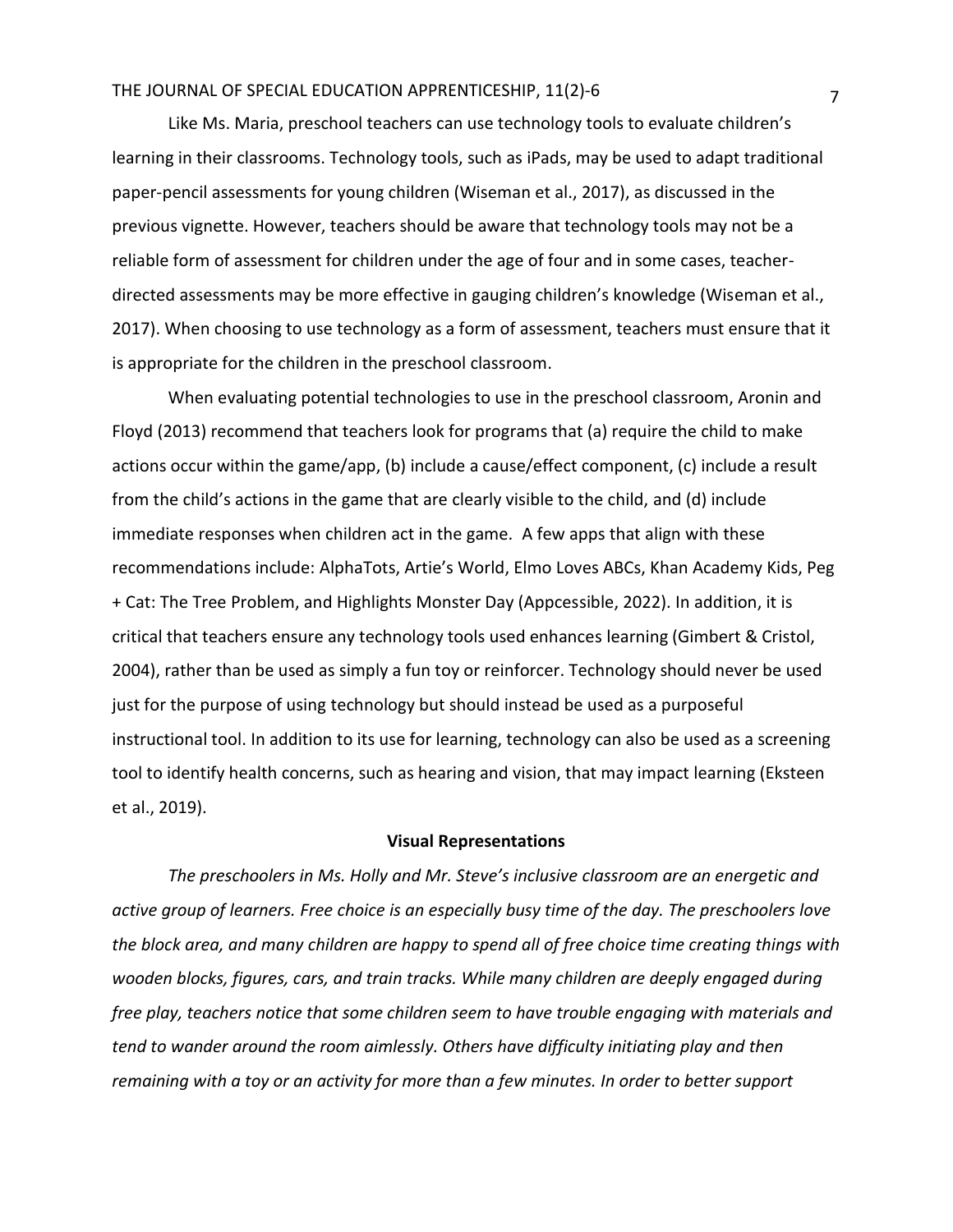Like Ms. Maria, preschool teachers can use technology tools to evaluate children's learning in their classrooms. Technology tools, such as iPads, may be used to adapt traditional paper-pencil assessments for young children (Wiseman et al., 2017), as discussed in the previous vignette. However, teachers should be aware that technology tools may not be a reliable form of assessment for children under the age of four and in some cases, teacher-directed assessments may be more effective in gauging children's knowledge (Wiseman et al., 2017). When choosing to use technology as a form of assessment, teachers must ensure that it is appropriate for the children in the preschool classroom.

When evaluating potential technologies to use in the preschool classroom, Aronin and Floyd (2013) recommend that teachers look for programs that (a) require the child to make actions occur within the game/app, (b) include a cause/effect component, (c) include a result from the child's actions in the game that are clearly visible to the child, and (d) include immediate responses when children act in the game. A few apps that align with these recommendations include: AlphaTots, Artie's World, Elmo Loves ABCs, Khan Academy Kids, Peg + Cat: The Tree Problem, and Highlights Monster Day (Appcessible, 2022). In addition, it is critical that teachers ensure any technology tools used enhances learning (Gimbert & Cristol, 2004), rather than be used as simply a fun toy or reinforcer. Technology should never be used just for the purpose of using technology but should instead be used as a purposeful instructional tool. In addition to its use for learning, technology can also be used as a screening tool to identify health concerns, such as hearing and vision, that may impact learning (Eksteen et al., 2019).

## Visual Representations

*The preschoolers in Ms. Holly and Mr. Steve's inclusive classroom are an energetic and active group of learners. Free choice is an especially busy time of the day. The preschoolers love the block area, and many children are happy to spend all of free choice time creating things with wooden blocks, figures, cars, and train tracks. While many children are deeply engaged during free play, teachers notice that some children seem to have trouble engaging with materials and tend to wander around the room aimlessly. Others have difficulty initiating play and then remaining with a toy or an activity for more than a few minutes. In order to better support*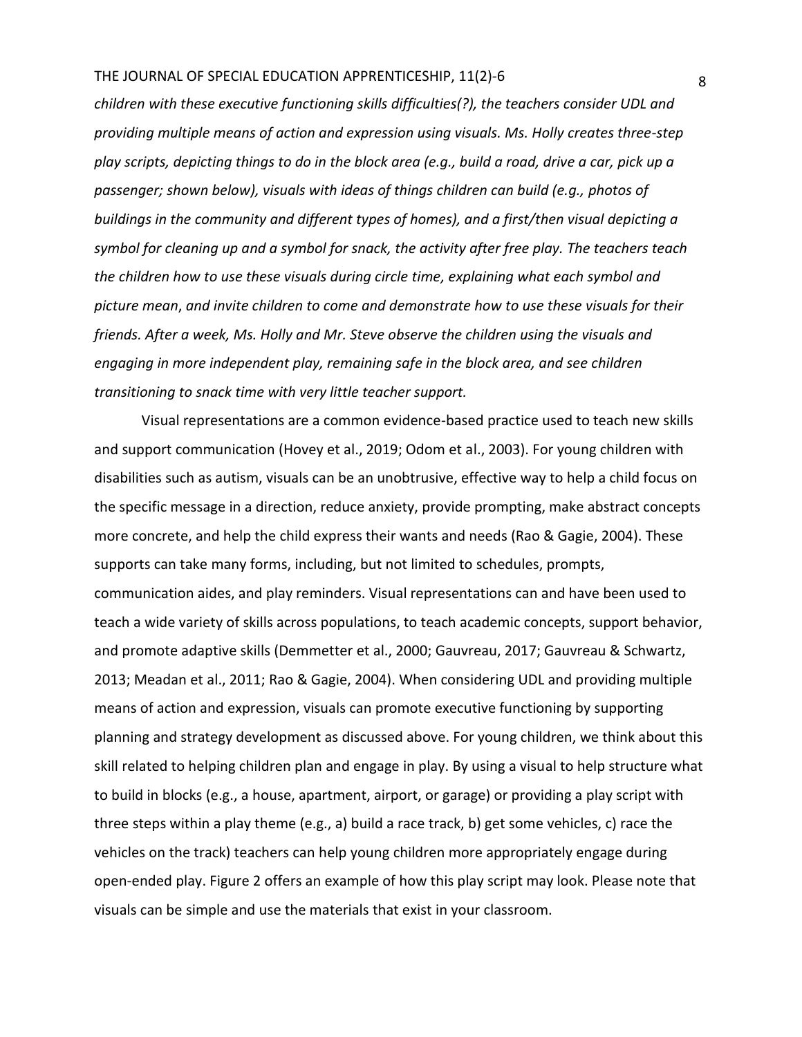*children with these executive functioning skills difficulties(?), the teachers consider UDL and providing multiple means of action and expression using visuals. Ms. Holly creates three-step play scripts, depicting things to do in the block area (e.g., build a road, drive a car, pick up a passenger; shown below), visuals with ideas of things children can build (e.g., photos of buildings in the community and different types of homes), and a first/then visual depicting a symbol for cleaning up and a symbol for snack, the activity after free play. The teachers teach the children how to use these visuals during circle time, explaining what each symbol and picture mean, and invite children to come and demonstrate how to use these visuals for their friends. After a week, Ms. Holly and Mr. Steve observe the children using the visuals and engaging in more independent play, remaining safe in the block area, and see children transitioning to snack time with very little teacher support.*

Visual representations are a common evidence-based practice used to teach new skills and support communication (Hovey et al., 2019; Odom et al., 2003). For young children with disabilities such as autism, visuals can be an unobtrusive, effective way to help a child focus on the specific message in a direction, reduce anxiety, provide prompting, make abstract concepts more concrete, and help the child express their wants and needs (Rao & Gagie, 2004). These supports can take many forms, including, but not limited to schedules, prompts, communication aides, and play reminders. Visual representations can and have been used to teach a wide variety of skills across populations, to teach academic concepts, support behavior, and promote adaptive skills (Demmetter et al., 2000; Gauvreau, 2017; Gauvreau & Schwartz, 2013; Meadan et al., 2011; Rao & Gagie, 2004). When considering UDL and providing multiple means of action and expression, visuals can promote executive functioning by supporting planning and strategy development as discussed above. For young children, we think about this skill related to helping children plan and engage in play. By using a visual to help structure what to build in blocks (e.g., a house, apartment, airport, or garage) or providing a play script with three steps within a play theme (e.g., a) build a race track, b) get some vehicles, c) race the vehicles on the track) teachers can help young children more appropriately engage during open-ended play. Figure 2 offers an example of how this play script may look. Please note that visuals can be simple and use the materials that exist in your classroom.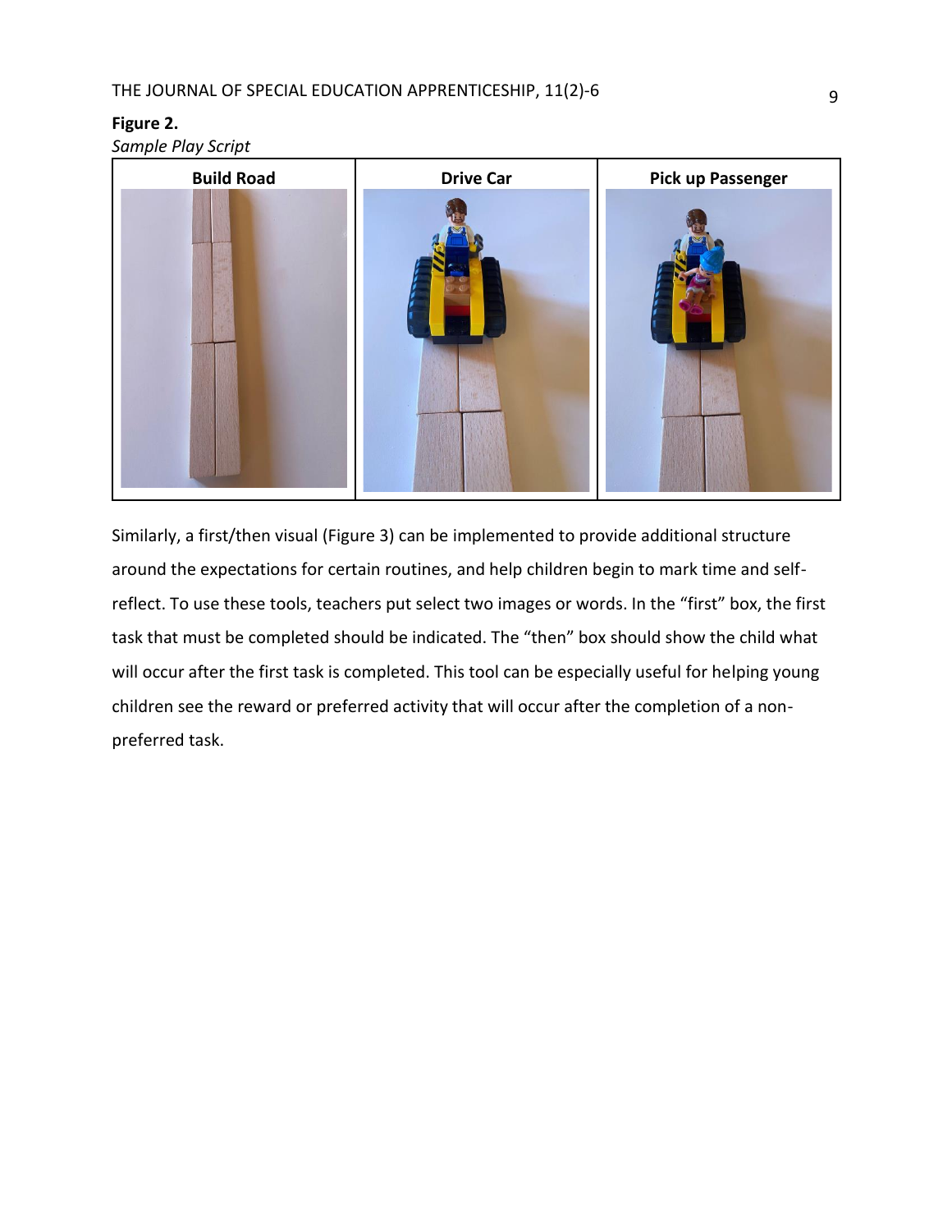**Figure 2.**

*Sample Play Script*

| Build Road | Drive Car | Pick up Passenger |
| --- | --- | --- |
| | | |

Similarly, a first/then visual (Figure 3) can be implemented to provide additional structure around the expectations for certain routines, and help children begin to mark time and self-reflect. To use these tools, teachers put select two images or words. In the "first" box, the first task that must be completed should be indicated. The "then" box should show the child what will occur after the first task is completed. This tool can be especially useful for helping young children see the reward or preferred activity that will occur after the completion of a non-preferred task.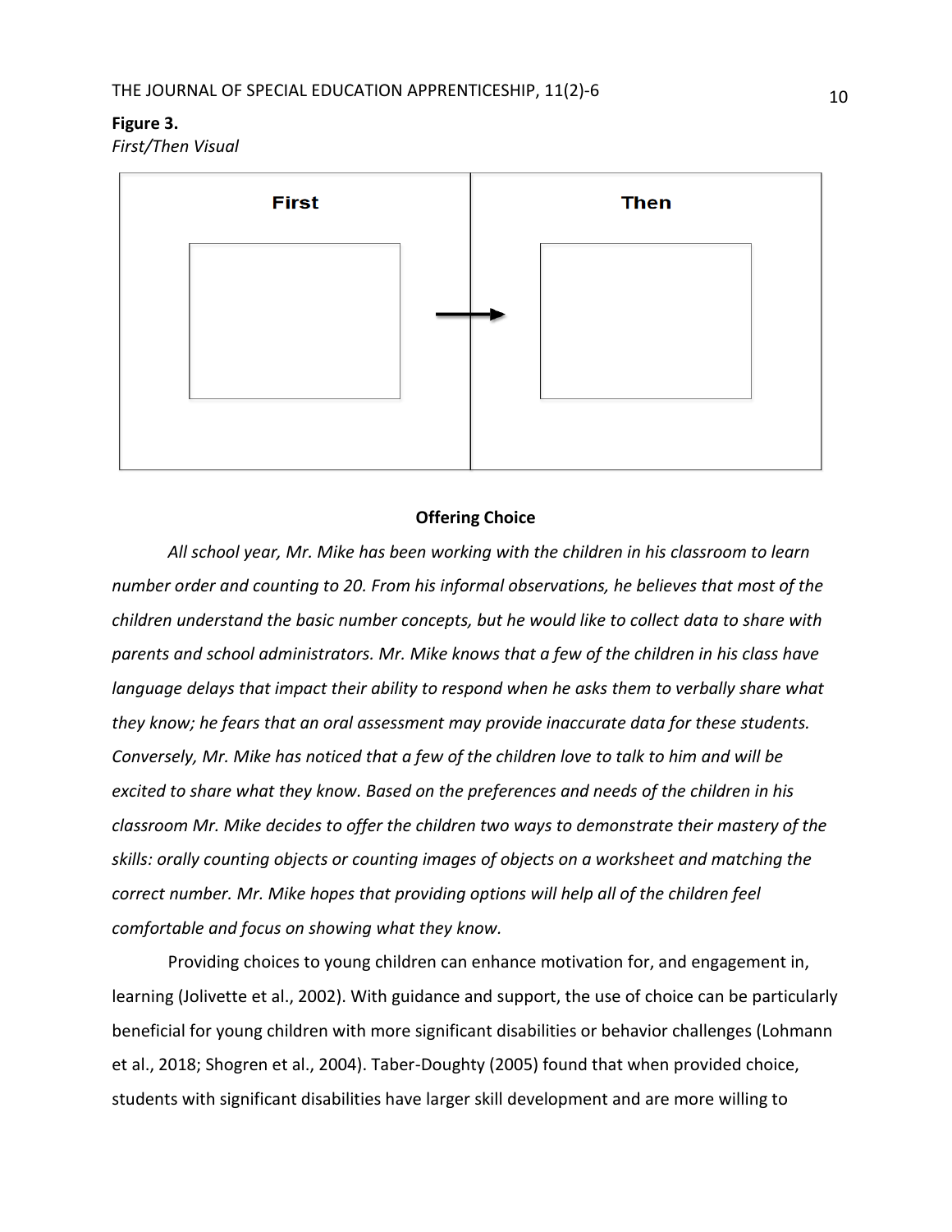**Figure 3.**

*First/Then Visual*

| First | Then |
| --- | --- |
| | |

## Offering Choice

*All school year, Mr. Mike has been working with the children in his classroom to learn number order and counting to 20. From his informal observations, he believes that most of the children understand the basic number concepts, but he would like to collect data to share with parents and school administrators. Mr. Mike knows that a few of the children in his class have language delays that impact their ability to respond when he asks them to verbally share what they know; he fears that an oral assessment may provide inaccurate data for these students. Conversely, Mr. Mike has noticed that a few of the children love to talk to him and will be excited to share what they know. Based on the preferences and needs of the children in his classroom Mr. Mike decides to offer the children two ways to demonstrate their mastery of the skills: orally counting objects or counting images of objects on a worksheet and matching the correct number. Mr. Mike hopes that providing options will help all of the children feel comfortable and focus on showing what they know.*

Providing choices to young children can enhance motivation for, and engagement in, learning (Jolivette et al., 2002). With guidance and support, the use of choice can be particularly beneficial for young children with more significant disabilities or behavior challenges (Lohmann et al., 2018; Shogren et al., 2004). Taber-Doughty (2005) found that when provided choice, students with significant disabilities have larger skill development and are more willing to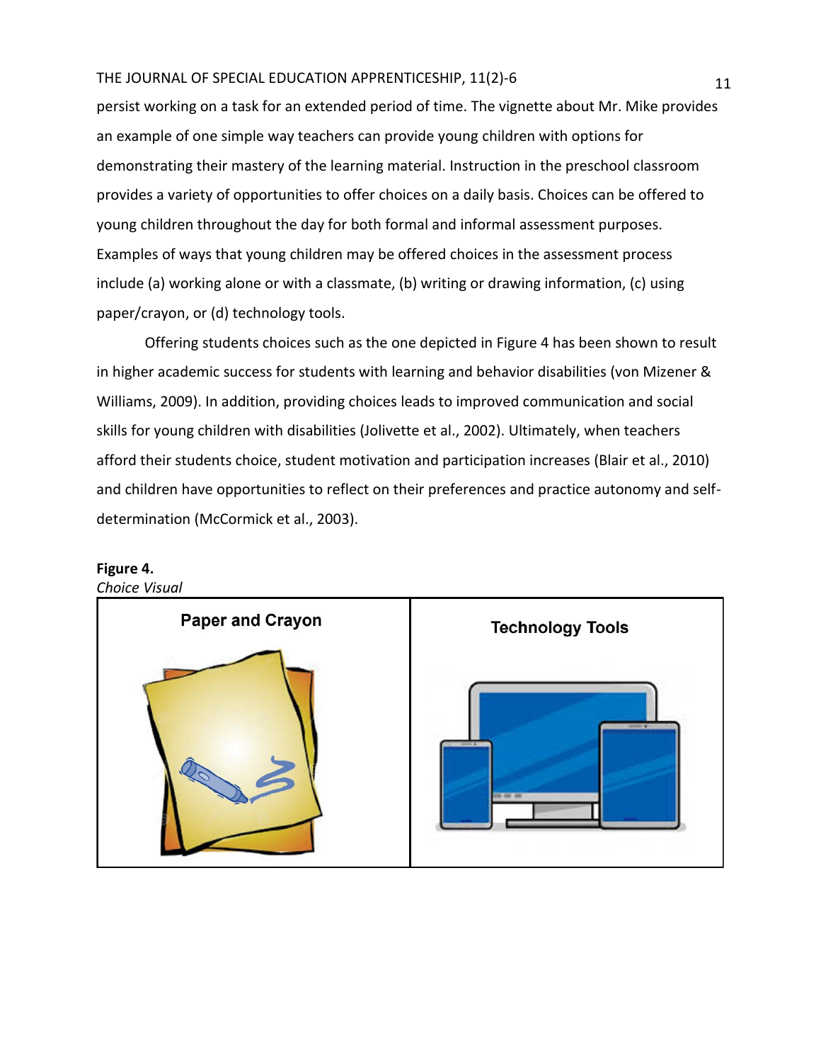persist working on a task for an extended period of time. The vignette about Mr. Mike provides an example of one simple way teachers can provide young children with options for demonstrating their mastery of the learning material. Instruction in the preschool classroom provides a variety of opportunities to offer choices on a daily basis. Choices can be offered to young children throughout the day for both formal and informal assessment purposes. Examples of ways that young children may be offered choices in the assessment process include (a) working alone or with a classmate, (b) writing or drawing information, (c) using paper/crayon, or (d) technology tools.

Offering students choices such as the one depicted in Figure 4 has been shown to result in higher academic success for students with learning and behavior disabilities (von Mizener & Williams, 2009). In addition, providing choices leads to improved communication and social skills for young children with disabilities (Jolivette et al., 2002). Ultimately, when teachers afford their students choice, student motivation and participation increases (Blair et al., 2010) and children have opportunities to reflect on their preferences and practice autonomy and self-determination (McCormick et al., 2003).

**Figure 4.**
*Choice Visual*

| Paper and Crayon | Technology Tools |
| --- | --- |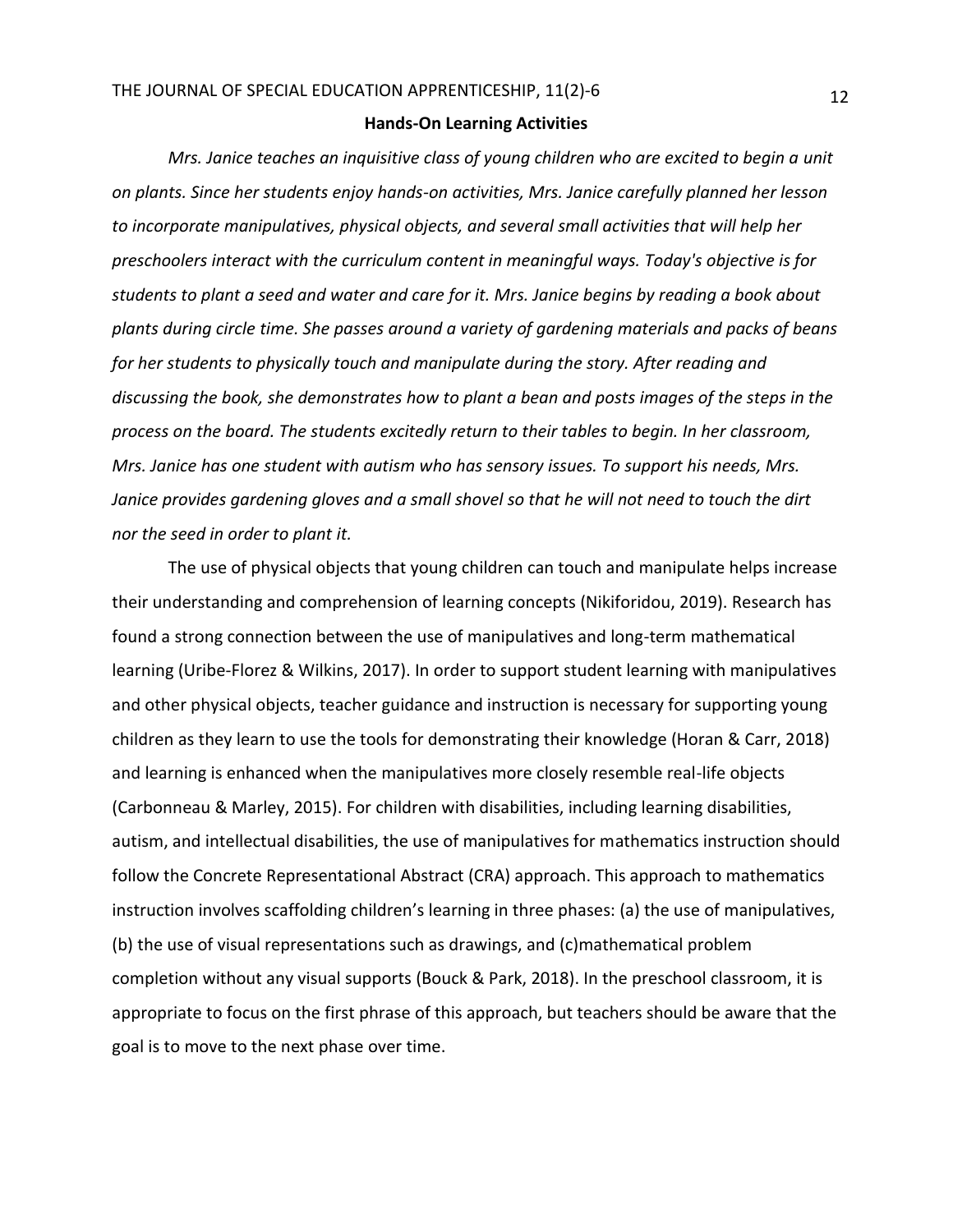## Hands-On Learning Activities

*Mrs. Janice teaches an inquisitive class of young children who are excited to begin a unit on plants. Since her students enjoy hands-on activities, Mrs. Janice carefully planned her lesson to incorporate manipulatives, physical objects, and several small activities that will help her preschoolers interact with the curriculum content in meaningful ways. Today's objective is for students to plant a seed and water and care for it. Mrs. Janice begins by reading a book about plants during circle time. She passes around a variety of gardening materials and packs of beans for her students to physically touch and manipulate during the story. After reading and discussing the book, she demonstrates how to plant a bean and posts images of the steps in the process on the board. The students excitedly return to their tables to begin. In her classroom, Mrs. Janice has one student with autism who has sensory issues. To support his needs, Mrs. Janice provides gardening gloves and a small shovel so that he will not need to touch the dirt nor the seed in order to plant it.*

The use of physical objects that young children can touch and manipulate helps increase their understanding and comprehension of learning concepts (Nikiforidou, 2019). Research has found a strong connection between the use of manipulatives and long-term mathematical learning (Uribe-Florez & Wilkins, 2017). In order to support student learning with manipulatives and other physical objects, teacher guidance and instruction is necessary for supporting young children as they learn to use the tools for demonstrating their knowledge (Horan & Carr, 2018) and learning is enhanced when the manipulatives more closely resemble real-life objects (Carbonneau & Marley, 2015). For children with disabilities, including learning disabilities, autism, and intellectual disabilities, the use of manipulatives for mathematics instruction should follow the Concrete Representational Abstract (CRA) approach. This approach to mathematics instruction involves scaffolding children's learning in three phases: (a) the use of manipulatives, (b) the use of visual representations such as drawings, and (c)mathematical problem completion without any visual supports (Bouck & Park, 2018). In the preschool classroom, it is appropriate to focus on the first phrase of this approach, but teachers should be aware that the goal is to move to the next phase over time.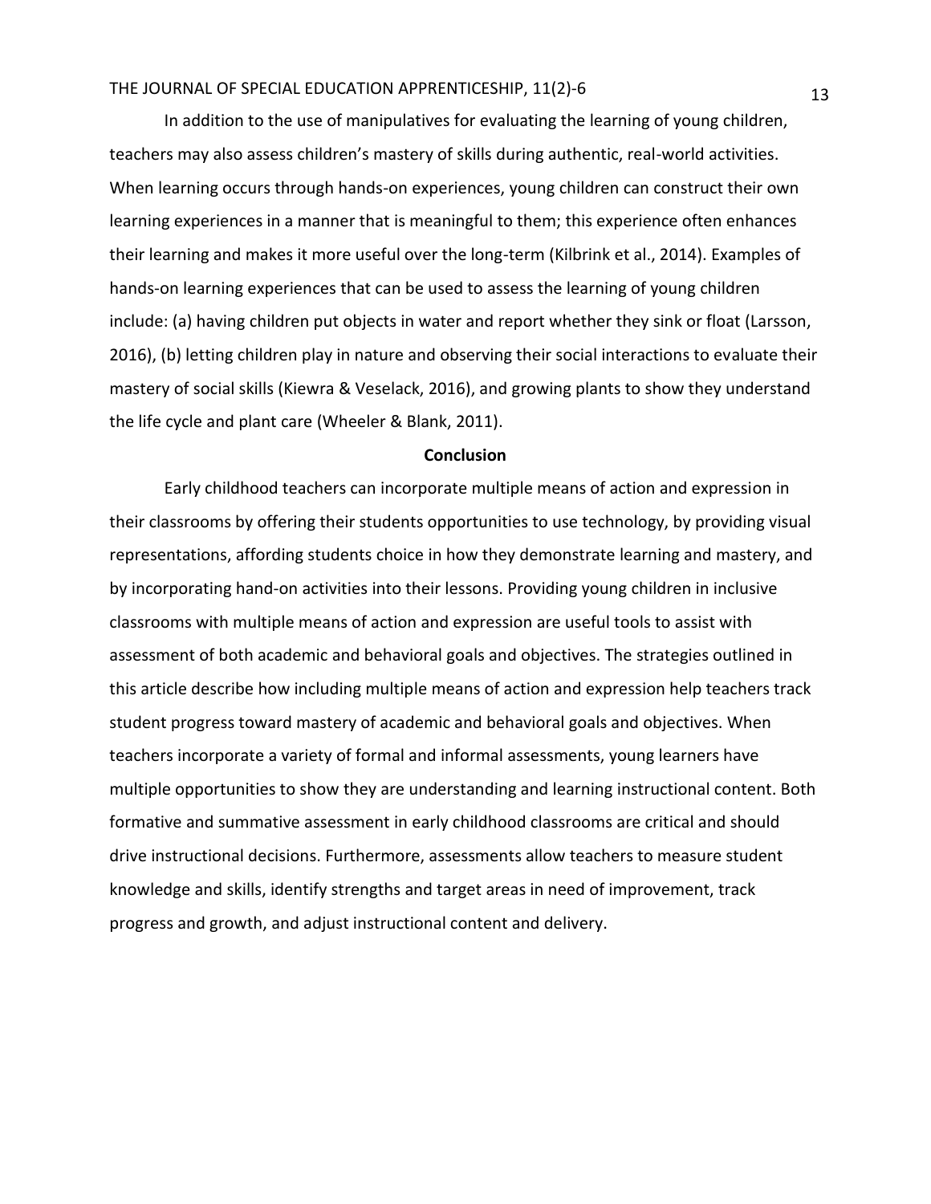In addition to the use of manipulatives for evaluating the learning of young children, teachers may also assess children's mastery of skills during authentic, real-world activities. When learning occurs through hands-on experiences, young children can construct their own learning experiences in a manner that is meaningful to them; this experience often enhances their learning and makes it more useful over the long-term (Kilbrink et al., 2014). Examples of hands-on learning experiences that can be used to assess the learning of young children include: (a) having children put objects in water and report whether they sink or float (Larsson, 2016), (b) letting children play in nature and observing their social interactions to evaluate their mastery of social skills (Kiewra & Veselack, 2016), and growing plants to show they understand the life cycle and plant care (Wheeler & Blank, 2011).

## Conclusion

Early childhood teachers can incorporate multiple means of action and expression in their classrooms by offering their students opportunities to use technology, by providing visual representations, affording students choice in how they demonstrate learning and mastery, and by incorporating hand-on activities into their lessons. Providing young children in inclusive classrooms with multiple means of action and expression are useful tools to assist with assessment of both academic and behavioral goals and objectives. The strategies outlined in this article describe how including multiple means of action and expression help teachers track student progress toward mastery of academic and behavioral goals and objectives. When teachers incorporate a variety of formal and informal assessments, young learners have multiple opportunities to show they are understanding and learning instructional content. Both formative and summative assessment in early childhood classrooms are critical and should drive instructional decisions. Furthermore, assessments allow teachers to measure student knowledge and skills, identify strengths and target areas in need of improvement, track progress and growth, and adjust instructional content and delivery.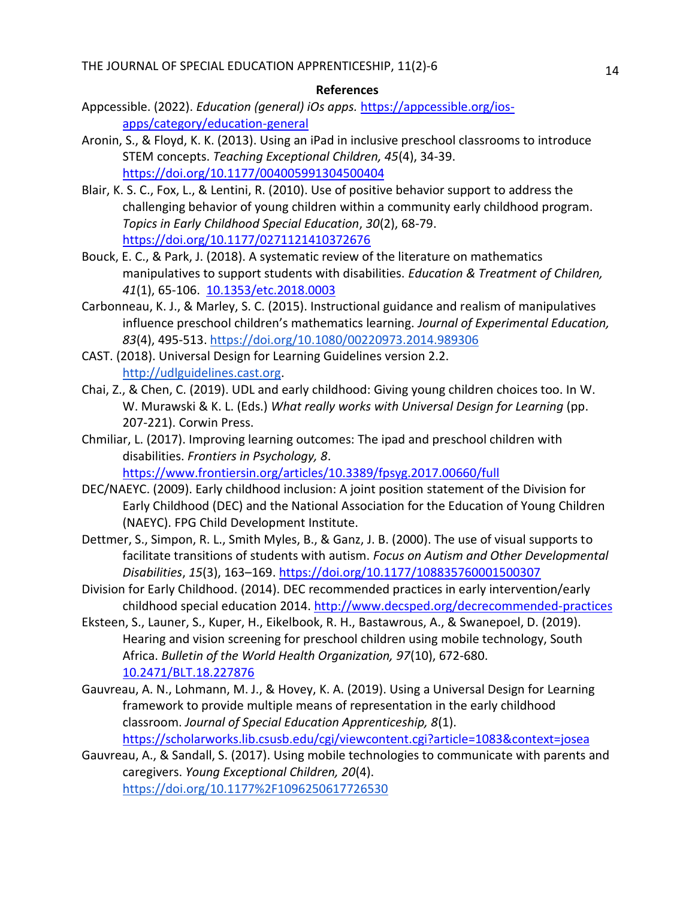**References**

Appcessible. (2022). *Education (general) iOs apps.* https://appcessible.org/ios-apps/category/education-general

Aronin, S., & Floyd, K. K. (2013). Using an iPad in inclusive preschool classrooms to introduce STEM concepts. *Teaching Exceptional Children, 45*(4), 34-39. https://doi.org/10.1177/004005991304500404

Blair, K. S. C., Fox, L., & Lentini, R. (2010). Use of positive behavior support to address the challenging behavior of young children within a community early childhood program. *Topics in Early Childhood Special Education*, *30*(2), 68-79. https://doi.org/10.1177/0271121410372676

Bouck, E. C., & Park, J. (2018). A systematic review of the literature on mathematics manipulatives to support students with disabilities. *Education & Treatment of Children, 41*(1), 65-106. 10.1353/etc.2018.0003

Carbonneau, K. J., & Marley, S. C. (2015). Instructional guidance and realism of manipulatives influence preschool children's mathematics learning. *Journal of Experimental Education, 83*(4), 495-513. https://doi.org/10.1080/00220973.2014.989306

CAST. (2018). Universal Design for Learning Guidelines version 2.2. http://udlguidelines.cast.org.

Chai, Z., & Chen, C. (2019). UDL and early childhood: Giving young children choices too. In W. W. Murawski & K. L. (Eds.) *What really works with Universal Design for Learning* (pp. 207-221). Corwin Press.

Chmiliar, L. (2017). Improving learning outcomes: The ipad and preschool children with disabilities. *Frontiers in Psychology, 8*. https://www.frontiersin.org/articles/10.3389/fpsyg.2017.00660/full

DEC/NAEYC. (2009). Early childhood inclusion: A joint position statement of the Division for Early Childhood (DEC) and the National Association for the Education of Young Children (NAEYC). FPG Child Development Institute.

Dettmer, S., Simpon, R. L., Smith Myles, B., & Ganz, J. B. (2000). The use of visual supports to facilitate transitions of students with autism. *Focus on Autism and Other Developmental Disabilities*, *15*(3), 163–169. https://doi.org/10.1177/108835760001500307

Division for Early Childhood. (2014). DEC recommended practices in early intervention/early childhood special education 2014. http://www.decsped.org/decrecommended-practices

Eksteen, S., Launer, S., Kuper, H., Eikelbook, R. H., Bastawrous, A., & Swanepoel, D. (2019). Hearing and vision screening for preschool children using mobile technology, South Africa. *Bulletin of the World Health Organization, 97*(10), 672-680. 10.2471/BLT.18.227876

Gauvreau, A. N., Lohmann, M. J., & Hovey, K. A. (2019). Using a Universal Design for Learning framework to provide multiple means of representation in the early childhood classroom. *Journal of Special Education Apprenticeship, 8*(1). https://scholarworks.lib.csusb.edu/cgi/viewcontent.cgi?article=1083&context=josea

Gauvreau, A., & Sandall, S. (2017). Using mobile technologies to communicate with parents and caregivers. *Young Exceptional Children, 20*(4). https://doi.org/10.1177%2F1096250617726530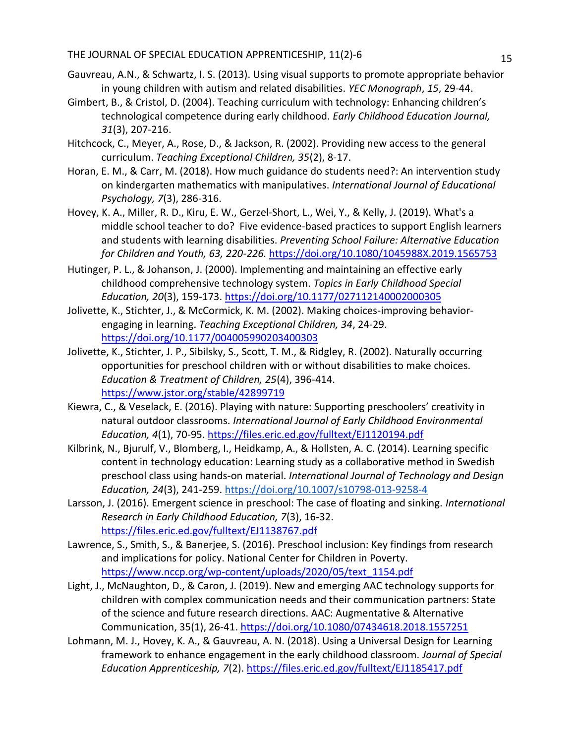Gauvreau, A.N., & Schwartz, I. S. (2013). Using visual supports to promote appropriate behavior in young children with autism and related disabilities. *YEC Monograph*, *15*, 29-44.

Gimbert, B., & Cristol, D. (2004). Teaching curriculum with technology: Enhancing children's technological competence during early childhood. *Early Childhood Education Journal, 31*(3), 207-216.

Hitchcock, C., Meyer, A., Rose, D., & Jackson, R. (2002). Providing new access to the general curriculum. *Teaching Exceptional Children, 35*(2), 8-17.

Horan, E. M., & Carr, M. (2018). How much guidance do students need?: An intervention study on kindergarten mathematics with manipulatives. *International Journal of Educational Psychology, 7*(3), 286-316.

Hovey, K. A., Miller, R. D., Kiru, E. W., Gerzel-Short, L., Wei, Y., & Kelly, J. (2019). What's a middle school teacher to do? Five evidence-based practices to support English learners and students with learning disabilities. *Preventing School Failure: Alternative Education for Children and Youth, 63, 220-226.* https://doi.org/10.1080/1045988X.2019.1565753

Hutinger, P. L., & Johanson, J. (2000). Implementing and maintaining an effective early childhood comprehensive technology system. *Topics in Early Childhood Special Education, 20*(3), 159-173. https://doi.org/10.1177/027112140002000305

Jolivette, K., Stichter, J., & McCormick, K. M. (2002). Making choices-improving behavior-engaging in learning. *Teaching Exceptional Children, 34*, 24-29. https://doi.org/10.1177/004005990203400303

Jolivette, K., Stichter, J. P., Sibilsky, S., Scott, T. M., & Ridgley, R. (2002). Naturally occurring opportunities for preschool children with or without disabilities to make choices. *Education & Treatment of Children, 25*(4), 396-414. https://www.jstor.org/stable/42899719

Kiewra, C., & Veselack, E. (2016). Playing with nature: Supporting preschoolers' creativity in natural outdoor classrooms. *International Journal of Early Childhood Environmental Education, 4*(1), 70-95. https://files.eric.ed.gov/fulltext/EJ1120194.pdf

Kilbrink, N., Bjurulf, V., Blomberg, I., Heidkamp, A., & Hollsten, A. C. (2014). Learning specific content in technology education: Learning study as a collaborative method in Swedish preschool class using hands-on material. *International Journal of Technology and Design Education, 24*(3), 241-259. https://doi.org/10.1007/s10798-013-9258-4

Larsson, J. (2016). Emergent science in preschool: The case of floating and sinking. *International Research in Early Childhood Education, 7*(3), 16-32. https://files.eric.ed.gov/fulltext/EJ1138767.pdf

Lawrence, S., Smith, S., & Banerjee, S. (2016). Preschool inclusion: Key findings from research and implications for policy. National Center for Children in Poverty. https://www.nccp.org/wp-content/uploads/2020/05/text_1154.pdf

Light, J., McNaughton, D., & Caron, J. (2019). New and emerging AAC technology supports for children with complex communication needs and their communication partners: State of the science and future research directions. AAC: Augmentative & Alternative Communication, 35(1), 26-41. https://doi.org/10.1080/07434618.2018.1557251

Lohmann, M. J., Hovey, K. A., & Gauvreau, A. N. (2018). Using a Universal Design for Learning framework to enhance engagement in the early childhood classroom. *Journal of Special Education Apprenticeship, 7*(2). https://files.eric.ed.gov/fulltext/EJ1185417.pdf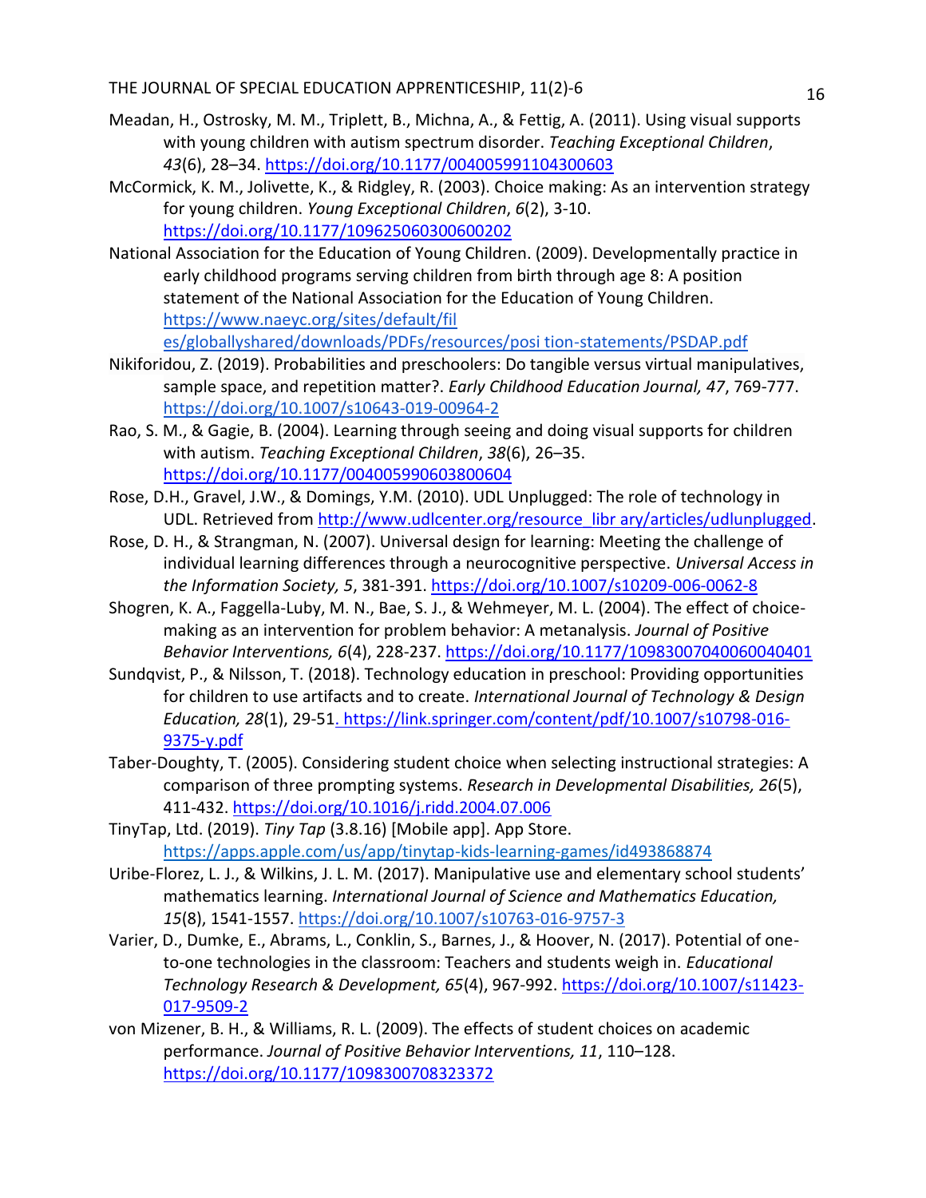Meadan, H., Ostrosky, M. M., Triplett, B., Michna, A., & Fettig, A. (2011). Using visual supports with young children with autism spectrum disorder. *Teaching Exceptional Children*, *43*(6), 28–34. https://doi.org/10.1177/004005991104300603

McCormick, K. M., Jolivette, K., & Ridgley, R. (2003). Choice making: As an intervention strategy for young children. *Young Exceptional Children*, *6*(2), 3-10. https://doi.org/10.1177/109625060300600202

National Association for the Education of Young Children. (2009). Developmentally practice in early childhood programs serving children from birth through age 8: A position statement of the National Association for the Education of Young Children. https://www.naeyc.org/sites/default/fil es/globallyshared/downloads/PDFs/resources/posi tion-statements/PSDAP.pdf

Nikiforidou, Z. (2019). Probabilities and preschoolers: Do tangible versus virtual manipulatives, sample space, and repetition matter?. *Early Childhood Education Journal, 47*, 769-777. https://doi.org/10.1007/s10643-019-00964-2

Rao, S. M., & Gagie, B. (2004). Learning through seeing and doing visual supports for children with autism. *Teaching Exceptional Children*, *38*(6), 26–35. https://doi.org/10.1177/004005990603800604

Rose, D.H., Gravel, J.W., & Domings, Y.M. (2010). UDL Unplugged: The role of technology in UDL. Retrieved from http://www.udlcenter.org/resource_libr ary/articles/udlunplugged.

Rose, D. H., & Strangman, N. (2007). Universal design for learning: Meeting the challenge of individual learning differences through a neurocognitive perspective. *Universal Access in the Information Society, 5*, 381-391. https://doi.org/10.1007/s10209-006-0062-8

Shogren, K. A., Faggella-Luby, M. N., Bae, S. J., & Wehmeyer, M. L. (2004). The effect of choice-making as an intervention for problem behavior: A metanalysis. *Journal of Positive Behavior Interventions, 6*(4), 228-237. https://doi.org/10.1177/10983007040060040401

Sundqvist, P., & Nilsson, T. (2018). Technology education in preschool: Providing opportunities for children to use artifacts and to create. *International Journal of Technology & Design Education, 28*(1), 29-51. https://link.springer.com/content/pdf/10.1007/s10798-016-9375-y.pdf

Taber-Doughty, T. (2005). Considering student choice when selecting instructional strategies: A comparison of three prompting systems. *Research in Developmental Disabilities, 26*(5), 411-432. https://doi.org/10.1016/j.ridd.2004.07.006

TinyTap, Ltd. (2019). *Tiny Tap* (3.8.16) [Mobile app]. App Store. https://apps.apple.com/us/app/tinytap-kids-learning-games/id493868874

Uribe-Florez, L. J., & Wilkins, J. L. M. (2017). Manipulative use and elementary school students' mathematics learning. *International Journal of Science and Mathematics Education, 15*(8), 1541-1557. https://doi.org/10.1007/s10763-016-9757-3

Varier, D., Dumke, E., Abrams, L., Conklin, S., Barnes, J., & Hoover, N. (2017). Potential of one-to-one technologies in the classroom: Teachers and students weigh in. *Educational Technology Research & Development, 65*(4), 967-992. https://doi.org/10.1007/s11423-017-9509-2

von Mizener, B. H., & Williams, R. L. (2009). The effects of student choices on academic performance. *Journal of Positive Behavior Interventions, 11*, 110–128. https://doi.org/10.1177/1098300708323372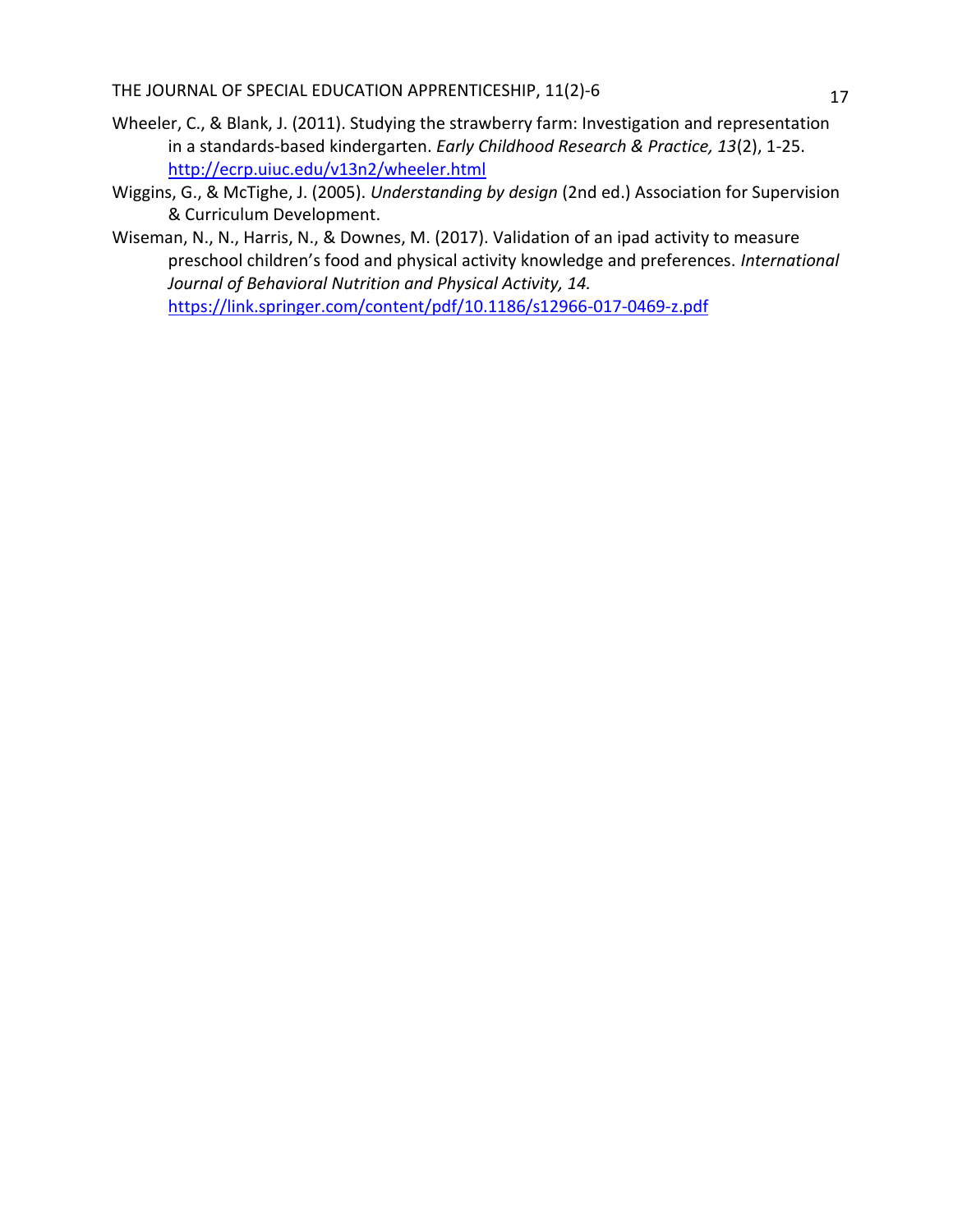Wheeler, C., & Blank, J. (2011). Studying the strawberry farm: Investigation and representation in a standards-based kindergarten. *Early Childhood Research & Practice, 13*(2), 1-25. http://ecrp.uiuc.edu/v13n2/wheeler.html

Wiggins, G., & McTighe, J. (2005). *Understanding by design* (2nd ed.) Association for Supervision & Curriculum Development.

Wiseman, N., N., Harris, N., & Downes, M. (2017). Validation of an ipad activity to measure preschool children's food and physical activity knowledge and preferences. *International Journal of Behavioral Nutrition and Physical Activity, 14.* https://link.springer.com/content/pdf/10.1186/s12966-017-0469-z.pdf